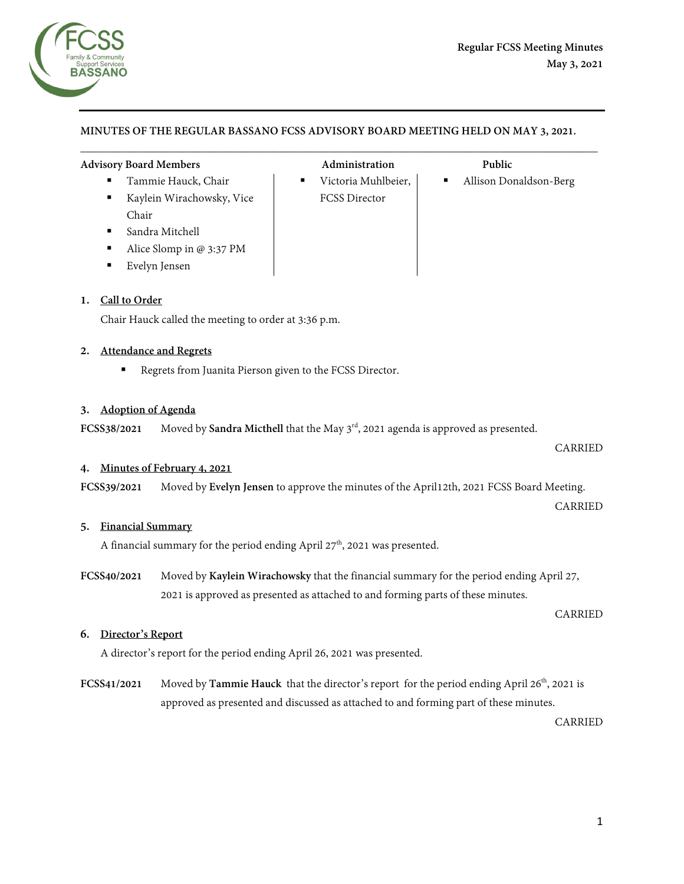**Regular FCSS Meeting Minutes**
**May 3, 2021**

**MINUTES OF THE REGULAR BASSANO FCSS ADVISORY BOARD MEETING HELD ON MAY 3, 2021.**

| Advisory Board Members | Administration | Public |
|---|---|---|
| ▪ Tammie Hauck, Chair<br>▪ Kaylein Wirachowsky, Vice Chair<br>▪ Sandra Mitchell<br>▪ Alice Slomp in @ 3:37 PM<br>▪ Evelyn Jensen | ▪ Victoria Muhlbeier, FCSS Director | ▪ Allison Donaldson-Berg |

1. **Call to Order**

Chair Hauck called the meeting to order at 3:36 p.m.

2. **Attendance and Regrets**

- Regrets from Juanita Pierson given to the FCSS Director.

3. **Adoption of Agenda**

**FCSS38/2021** Moved by **Sandra Micthell** that the May 3rd, 2021 agenda is approved as presented.

CARRIED

4. **Minutes of February 4, 2021**

**FCSS39/2021** Moved by **Evelyn Jensen** to approve the minutes of the April12th, 2021 FCSS Board Meeting.

CARRIED

5. **Financial Summary**

A financial summary for the period ending April 27th, 2021 was presented.

**FCSS40/2021** Moved by **Kaylein Wirachowsky** that the financial summary for the period ending April 27, 2021 is approved as presented as attached to and forming parts of these minutes.

CARRIED

6. **Director's Report**

A director's report for the period ending April 26, 2021 was presented.

**FCSS41/2021** Moved by **Tammie Hauck** that the director's report for the period ending April 26th, 2021 is approved as presented and discussed as attached to and forming part of these minutes.

CARRIED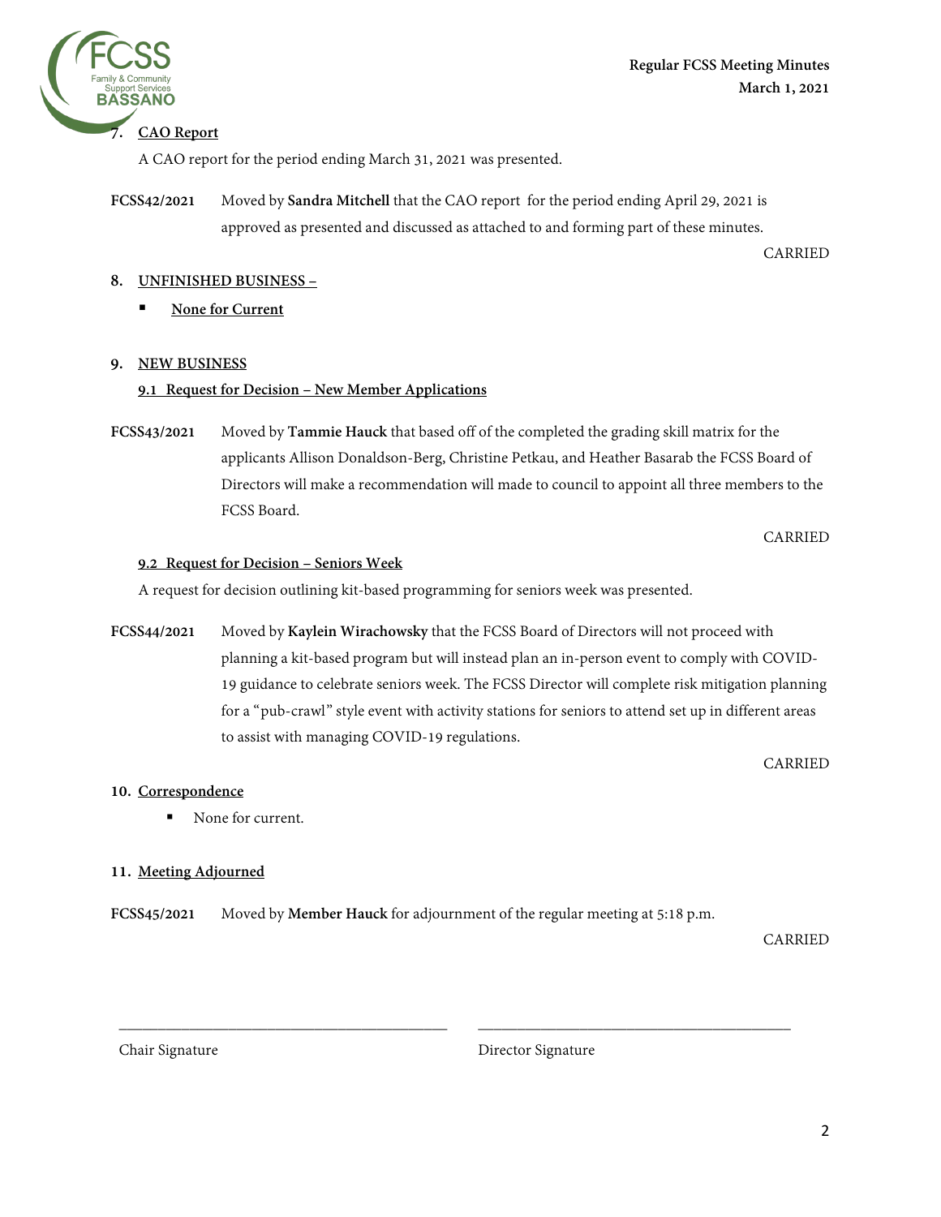7. **CAO Report**

A CAO report for the period ending March 31, 2021 was presented.

**FCSS42/2021** Moved by **Sandra Mitchell** that the CAO report for the period ending April 29, 2021 is approved as presented and discussed as attached to and forming part of these minutes.

CARRIED

8. **UNFINISHED BUSINESS –**

- **None for Current**

9. **NEW BUSINESS**

**9.1 Request for Decision – New Member Applications**

**FCSS43/2021** Moved by **Tammie Hauck** that based off of the completed the grading skill matrix for the applicants Allison Donaldson-Berg, Christine Petkau, and Heather Basarab the FCSS Board of Directors will make a recommendation will made to council to appoint all three members to the FCSS Board.

CARRIED

**9.2 Request for Decision – Seniors Week**

A request for decision outlining kit-based programming for seniors week was presented.

**FCSS44/2021** Moved by **Kaylein Wirachowsky** that the FCSS Board of Directors will not proceed with planning a kit-based program but will instead plan an in-person event to comply with COVID-19 guidance to celebrate seniors week. The FCSS Director will complete risk mitigation planning for a "pub-crawl" style event with activity stations for seniors to attend set up in different areas to assist with managing COVID-19 regulations.

CARRIED

10. **Correspondence**

- None for current.

11. **Meeting Adjourned**

**FCSS45/2021** Moved by **Member Hauck** for adjournment of the regular meeting at 5:18 p.m.

CARRIED

\_\_\_\_\_\_\_\_\_\_\_\_\_\_\_\_\_\_\_\_\_\_\_\_\_\_\_\_\_\_\_\_ \_\_\_\_\_\_\_\_\_\_\_\_\_\_\_\_\_\_\_\_\_\_\_\_\_\_\_\_\_\_\_\_

Chair Signature Director Signature